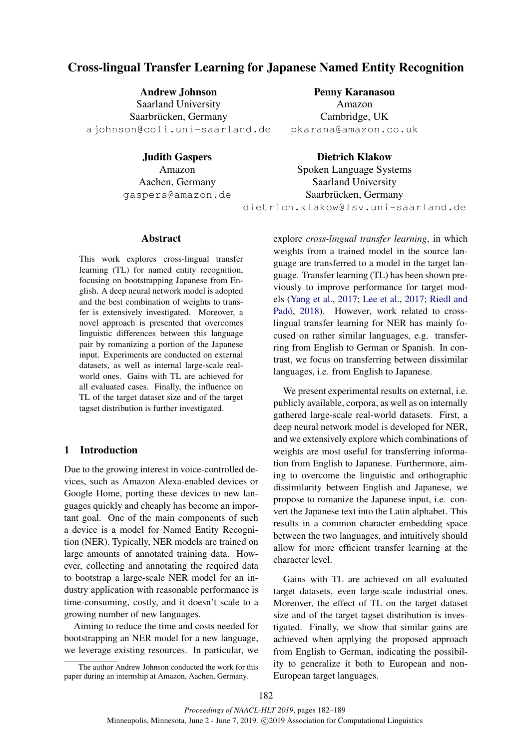# Cross-lingual Transfer Learning for Japanese Named Entity Recognition

**Andrew Johnson**
Saarland University
Saarbrücken, Germany
ajohnson@coli.uni-saarland.de

**Penny Karanasou**
Amazon
Cambridge, UK
pkarana@amazon.co.uk

**Judith Gaspers**
Amazon
Aachen, Germany
gaspers@amazon.de

**Dietrich Klakow**
Spoken Language Systems
Saarland University
Saarbrücken, Germany
dietrich.klakow@lsv.uni-saarland.de

## Abstract

This work explores cross-lingual transfer learning (TL) for named entity recognition, focusing on bootstrapping Japanese from English. A deep neural network model is adopted and the best combination of weights to transfer is extensively investigated. Moreover, a novel approach is presented that overcomes linguistic differences between this language pair by romanizing a portion of the Japanese input. Experiments are conducted on external datasets, as well as internal large-scale real-world ones. Gains with TL are achieved for all evaluated cases. Finally, the influence on TL of the target dataset size and of the target tagset distribution is further investigated.

## 1 Introduction

Due to the growing interest in voice-controlled devices, such as Amazon Alexa-enabled devices or Google Home, porting these devices to new languages quickly and cheaply has become an important goal. One of the main components of such a device is a model for Named Entity Recognition (NER). Typically, NER models are trained on large amounts of annotated training data. However, collecting and annotating the required data to bootstrap a large-scale NER model for an industry application with reasonable performance is time-consuming, costly, and it doesn't scale to a growing number of new languages.

Aiming to reduce the time and costs needed for bootstrapping an NER model for a new language, we leverage existing resources. In particular, we explore *cross-lingual transfer learning*, in which weights from a trained model in the source language are transferred to a model in the target language. Transfer learning (TL) has been shown previously to improve performance for target models (Yang et al., 2017; Lee et al., 2017; Riedl and Padó, 2018). However, work related to cross-lingual transfer learning for NER has mainly focused on rather similar languages, e.g. transferring from English to German or Spanish. In contrast, we focus on transferring between dissimilar languages, i.e. from English to Japanese.

We present experimental results on external, i.e. publicly available, corpora, as well as on internally gathered large-scale real-world datasets. First, a deep neural network model is developed for NER, and we extensively explore which combinations of weights are most useful for transferring information from English to Japanese. Furthermore, aiming to overcome the linguistic and orthographic dissimilarity between English and Japanese, we propose to romanize the Japanese input, i.e. convert the Japanese text into the Latin alphabet. This results in a common character embedding space between the two languages, and intuitively should allow for more efficient transfer learning at the character level.

Gains with TL are achieved on all evaluated target datasets, even large-scale industrial ones. Moreover, the effect of TL on the target dataset size and of the target tagset distribution is investigated. Finally, we show that similar gains are achieved when applying the proposed approach from English to German, indicating the possibility to generalize it both to European and non-European target languages.

The author Andrew Johnson conducted the work for this paper during an internship at Amazon, Aachen, Germany.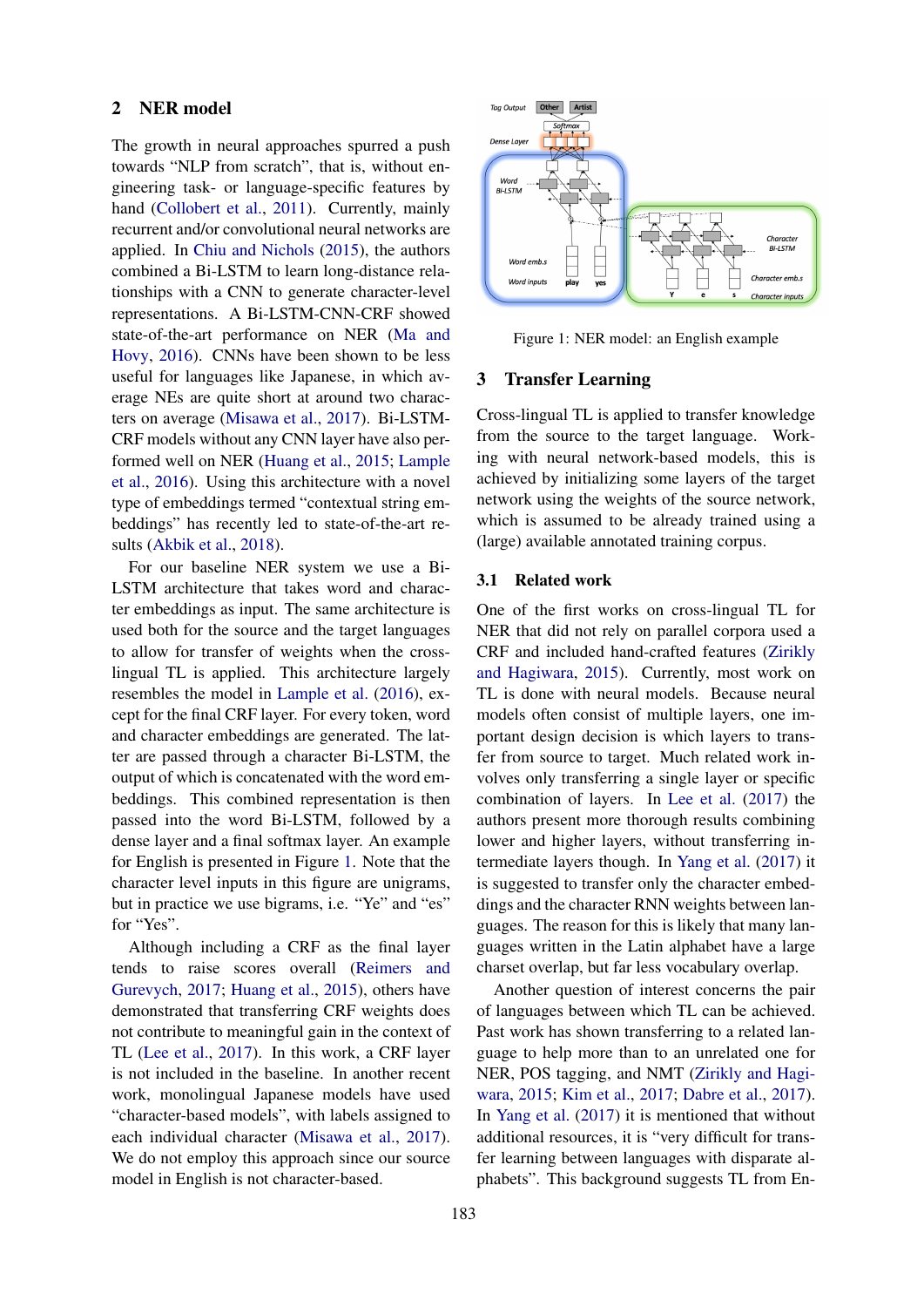## 2 NER model

The growth in neural approaches spurred a push towards "NLP from scratch", that is, without engineering task- or language-specific features by hand (Collobert et al., 2011). Currently, mainly recurrent and/or convolutional neural networks are applied. In Chiu and Nichols (2015), the authors combined a Bi-LSTM to learn long-distance relationships with a CNN to generate character-level representations. A Bi-LSTM-CNN-CRF showed state-of-the-art performance on NER (Ma and Hovy, 2016). CNNs have been shown to be less useful for languages like Japanese, in which average NEs are quite short at around two characters on average (Misawa et al., 2017). Bi-LSTM-CRF models without any CNN layer have also performed well on NER (Huang et al., 2015; Lample et al., 2016). Using this architecture with a novel type of embeddings termed "contextual string embeddings" has recently led to state-of-the-art results (Akbik et al., 2018).

For our baseline NER system we use a Bi-LSTM architecture that takes word and character embeddings as input. The same architecture is used both for the source and the target languages to allow for transfer of weights when the cross-lingual TL is applied. This architecture largely resembles the model in Lample et al. (2016), except for the final CRF layer. For every token, word and character embeddings are generated. The latter are passed through a character Bi-LSTM, the output of which is concatenated with the word embeddings. This combined representation is then passed into the word Bi-LSTM, followed by a dense layer and a final softmax layer. An example for English is presented in Figure 1. Note that the character level inputs in this figure are unigrams, but in practice we use bigrams, i.e. "Ye" and "es" for "Yes".

Although including a CRF as the final layer tends to raise scores overall (Reimers and Gurevych, 2017; Huang et al., 2015), others have demonstrated that transferring CRF weights does not contribute to meaningful gain in the context of TL (Lee et al., 2017). In this work, a CRF layer is not included in the baseline. In another recent work, monolingual Japanese models have used "character-based models", with labels assigned to each individual character (Misawa et al., 2017). We do not employ this approach since our source model in English is not character-based.

Figure 1: NER model: an English example

## 3 Transfer Learning

Cross-lingual TL is applied to transfer knowledge from the source to the target language. Working with neural network-based models, this is achieved by initializing some layers of the target network using the weights of the source network, which is assumed to be already trained using a (large) available annotated training corpus.

### 3.1 Related work

One of the first works on cross-lingual TL for NER that did not rely on parallel corpora used a CRF and included hand-crafted features (Zirikly and Hagiwara, 2015). Currently, most work on TL is done with neural models. Because neural models often consist of multiple layers, one important design decision is which layers to transfer from source to target. Much related work involves only transferring a single layer or specific combination of layers. In Lee et al. (2017) the authors present more thorough results combining lower and higher layers, without transferring intermediate layers though. In Yang et al. (2017) it is suggested to transfer only the character embeddings and the character RNN weights between languages. The reason for this is likely that many languages written in the Latin alphabet have a large charset overlap, but far less vocabulary overlap.

Another question of interest concerns the pair of languages between which TL can be achieved. Past work has shown transferring to a related language to help more than to an unrelated one for NER, POS tagging, and NMT (Zirikly and Hagiwara, 2015; Kim et al., 2017; Dabre et al., 2017). In Yang et al. (2017) it is mentioned that without additional resources, it is "very difficult for transfer learning between languages with disparate alphabets". This background suggests TL from En-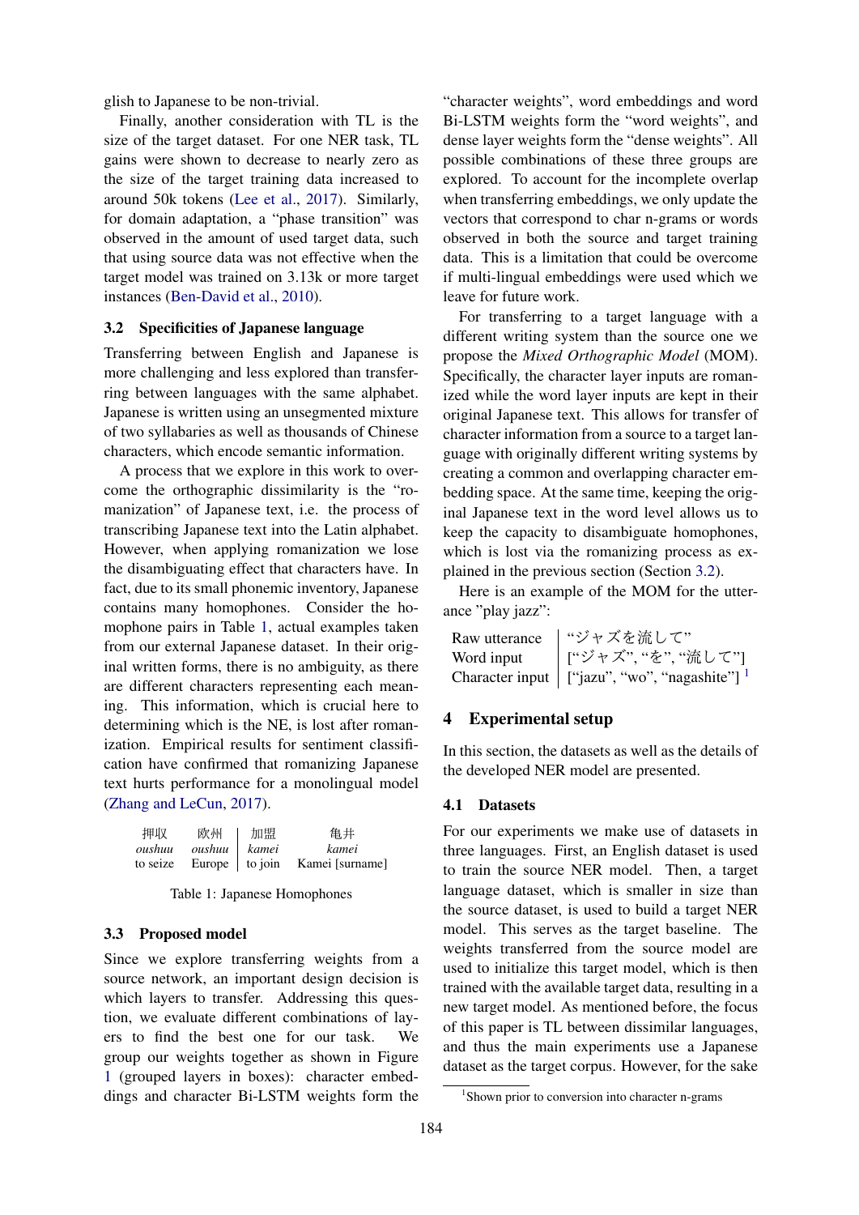glish to Japanese to be non-trivial.

Finally, another consideration with TL is the size of the target dataset. For one NER task, TL gains were shown to decrease to nearly zero as the size of the target training data increased to around 50k tokens (Lee et al., 2017). Similarly, for domain adaptation, a "phase transition" was observed in the amount of used target data, such that using source data was not effective when the target model was trained on 3.13k or more target instances (Ben-David et al., 2010).

### 3.2 Specificities of Japanese language

Transferring between English and Japanese is more challenging and less explored than transferring between languages with the same alphabet. Japanese is written using an unsegmented mixture of two syllabaries as well as thousands of Chinese characters, which encode semantic information.

A process that we explore in this work to overcome the orthographic dissimilarity is the "romanization" of Japanese text, i.e. the process of transcribing Japanese text into the Latin alphabet. However, when applying romanization we lose the disambiguating effect that characters have. In fact, due to its small phonemic inventory, Japanese contains many homophones. Consider the homophone pairs in Table 1, actual examples taken from our external Japanese dataset. In their original written forms, there is no ambiguity, as there are different characters representing each meaning. This information, which is crucial here to determining which is the NE, is lost after romanization. Empirical results for sentiment classification have confirmed that romanizing Japanese text hurts performance for a monolingual model (Zhang and LeCun, 2017).

| 押収 | 欧州 | 加盟 | 亀井 |
|---|---|---|---|
| *oushuu* | *oushuu* | *kamei* | *kamei* |
| to seize | Europe | to join | Kamei [surname] |

Table 1: Japanese Homophones

### 3.3 Proposed model

Since we explore transferring weights from a source network, an important design decision is which layers to transfer. Addressing this question, we evaluate different combinations of layers to find the best one for our task. We group our weights together as shown in Figure 1 (grouped layers in boxes): character embeddings and character Bi-LSTM weights form the "character weights", word embeddings and word Bi-LSTM weights form the "word weights", and dense layer weights form the "dense weights". All possible combinations of these three groups are explored. To account for the incomplete overlap when transferring embeddings, we only update the vectors that correspond to char n-grams or words observed in both the source and target training data. This is a limitation that could be overcome if multi-lingual embeddings were used which we leave for future work.

For transferring to a target language with a different writing system than the source one we propose the *Mixed Orthographic Model* (MOM). Specifically, the character layer inputs are romanized while the word layer inputs are kept in their original Japanese text. This allows for transfer of character information from a source to a target language with originally different writing systems by creating a common and overlapping character embedding space. At the same time, keeping the original Japanese text in the word level allows us to keep the capacity to disambiguate homophones, which is lost via the romanizing process as explained in the previous section (Section 3.2).

Here is an example of the MOM for the utterance "play jazz":

| | |
|---|---|
| Raw utterance | "ジャズを流して" |
| Word input | ["ジャズ", "を", "流して"] |
| Character input | ["jazu", "wo", "nagashite"] [1] |

## 4 Experimental setup

In this section, the datasets as well as the details of the developed NER model are presented.

### 4.1 Datasets

For our experiments we make use of datasets in three languages. First, an English dataset is used to train the source NER model. Then, a target language dataset, which is smaller in size than the source dataset, is used to build a target NER model. This serves as the target baseline. The weights transferred from the source model are used to initialize this target model, which is then trained with the available target data, resulting in a new target model. As mentioned before, the focus of this paper is TL between dissimilar languages, and thus the main experiments use a Japanese dataset as the target corpus. However, for the sake

[1] Shown prior to conversion into character n-grams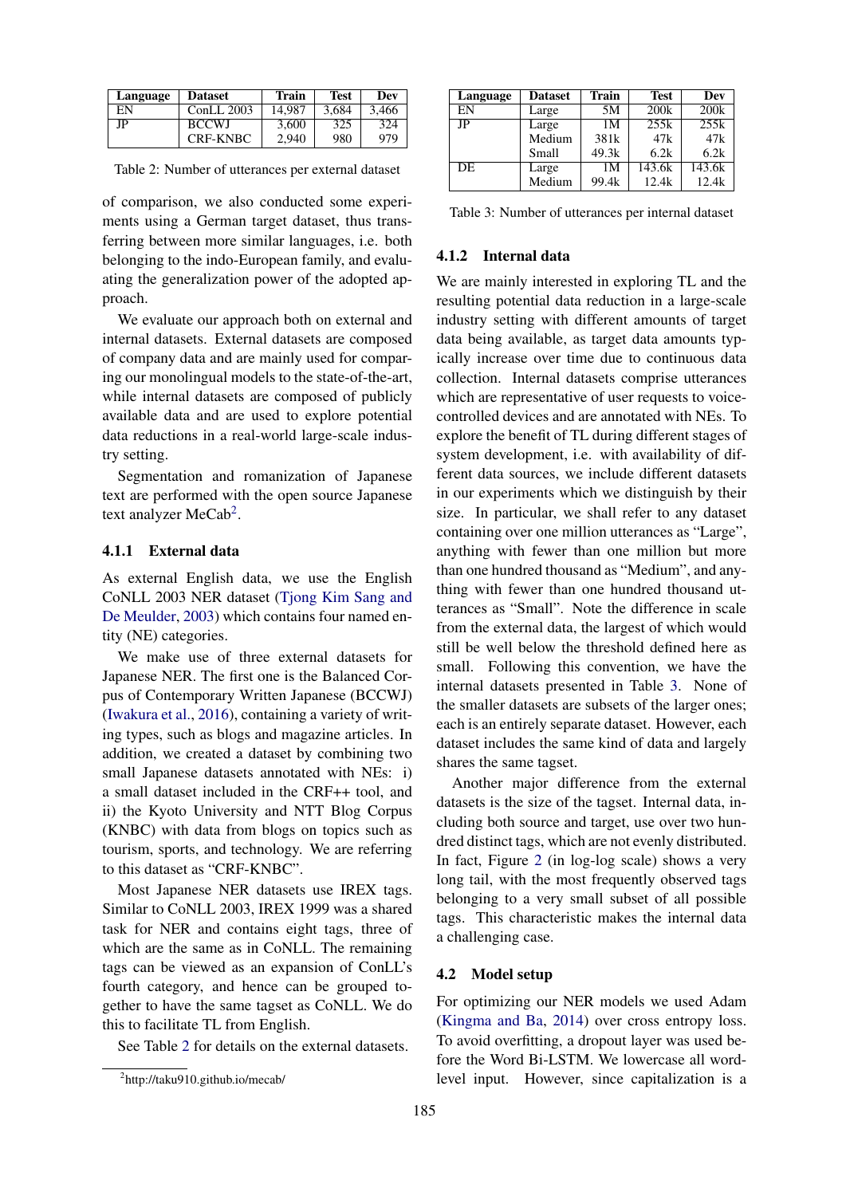| Language | Dataset | Train | Test | Dev |
|---|---|---|---|---|
| EN | ConLL 2003 | 14,987 | 3,684 | 3,466 |
| JP | BCCWJ | 3,600 | 325 | 324 |
| | CRF-KNBC | 2,940 | 980 | 979 |

Table 2: Number of utterances per external dataset

of comparison, we also conducted some experiments using a German target dataset, thus transferring between more similar languages, i.e. both belonging to the indo-European family, and evaluating the generalization power of the adopted approach.

We evaluate our approach both on external and internal datasets. External datasets are composed of company data and are mainly used for comparing our monolingual models to the state-of-the-art, while internal datasets are composed of publicly available data and are used to explore potential data reductions in a real-world large-scale industry setting.

Segmentation and romanization of Japanese text are performed with the open source Japanese text analyzer MeCab[2].

#### 4.1.1 External data

As external English data, we use the English CoNLL 2003 NER dataset (Tjong Kim Sang and De Meulder, 2003) which contains four named entity (NE) categories.

We make use of three external datasets for Japanese NER. The first one is the Balanced Corpus of Contemporary Written Japanese (BCCWJ) (Iwakura et al., 2016), containing a variety of writing types, such as blogs and magazine articles. In addition, we created a dataset by combining two small Japanese datasets annotated with NEs: i) a small dataset included in the CRF++ tool, and ii) the Kyoto University and NTT Blog Corpus (KNBC) with data from blogs on topics such as tourism, sports, and technology. We are referring to this dataset as "CRF-KNBC".

Most Japanese NER datasets use IREX tags. Similar to CoNLL 2003, IREX 1999 was a shared task for NER and contains eight tags, three of which are the same as in CoNLL. The remaining tags can be viewed as an expansion of ConLL's fourth category, and hence can be grouped together to have the same tagset as CoNLL. We do this to facilitate TL from English.

See Table 2 for details on the external datasets.

[2] http://taku910.github.io/mecab/

| Language | Dataset | Train | Test | Dev |
|---|---|---|---|---|
| EN | Large | 5M | 200k | 200k |
| JP | Large | 1M | 255k | 255k |
| | Medium | 381k | 47k | 47k |
| | Small | 49.3k | 6.2k | 6.2k |
| DE | Large | 1M | 143.6k | 143.6k |
| | Medium | 99.4k | 12.4k | 12.4k |

Table 3: Number of utterances per internal dataset

#### 4.1.2 Internal data

We are mainly interested in exploring TL and the resulting potential data reduction in a large-scale industry setting with different amounts of target data being available, as target data amounts typically increase over time due to continuous data collection. Internal datasets comprise utterances which are representative of user requests to voice-controlled devices and are annotated with NEs. To explore the benefit of TL during different stages of system development, i.e. with availability of different data sources, we include different datasets in our experiments which we distinguish by their size. In particular, we shall refer to any dataset containing over one million utterances as "Large", anything with fewer than one million but more than one hundred thousand as "Medium", and anything with fewer than one hundred thousand utterances as "Small". Note the difference in scale from the external data, the largest of which would still be well below the threshold defined here as small. Following this convention, we have the internal datasets presented in Table 3. None of the smaller datasets are subsets of the larger ones; each is an entirely separate dataset. However, each dataset includes the same kind of data and largely shares the same tagset.

Another major difference from the external datasets is the size of the tagset. Internal data, including both source and target, use over two hundred distinct tags, which are not evenly distributed. In fact, Figure 2 (in log-log scale) shows a very long tail, with the most frequently observed tags belonging to a very small subset of all possible tags. This characteristic makes the internal data a challenging case.

### 4.2 Model setup

For optimizing our NER models we used Adam (Kingma and Ba, 2014) over cross entropy loss. To avoid overfitting, a dropout layer was used before the Word Bi-LSTM. We lowercase all word-level input. However, since capitalization is a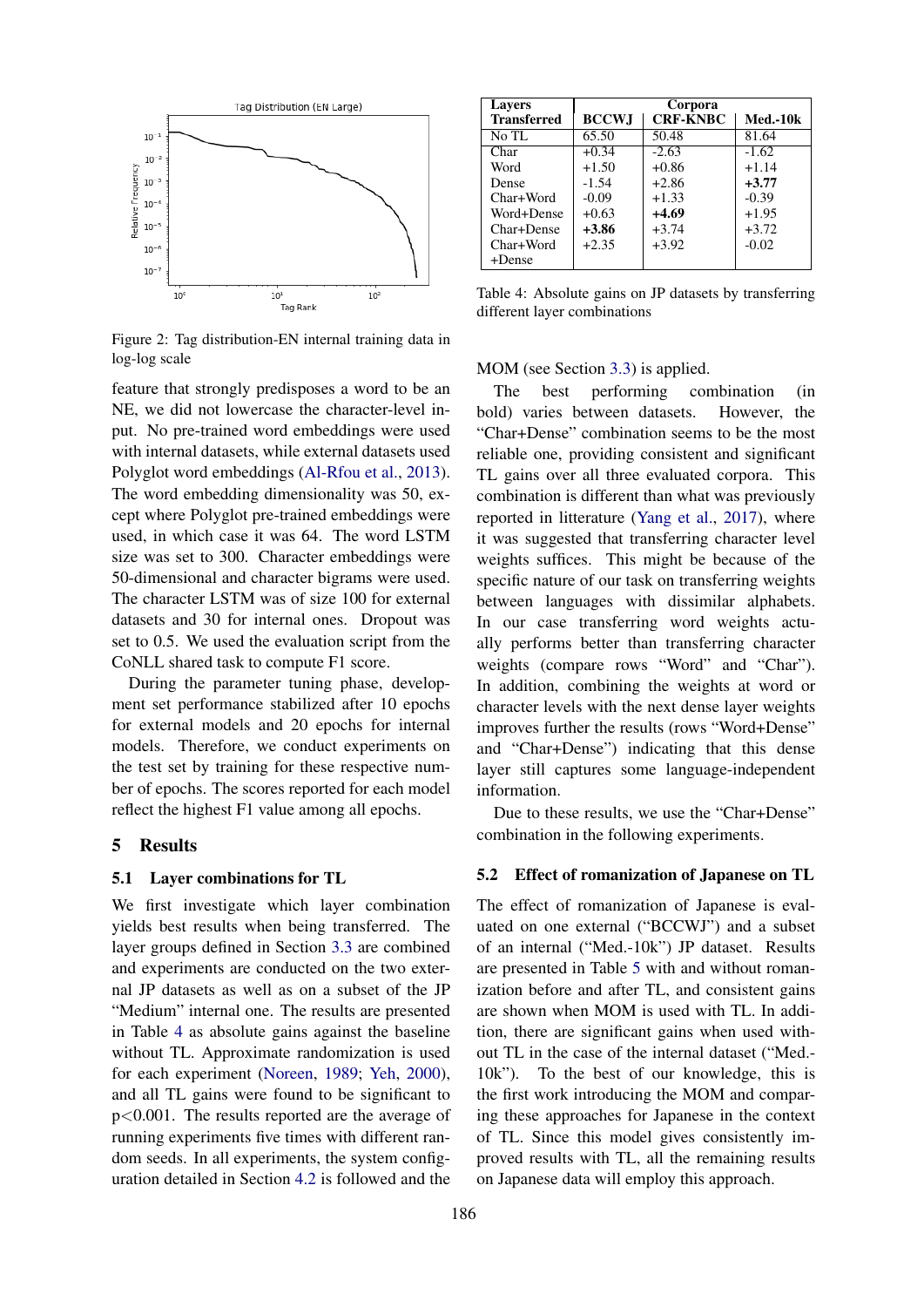Figure 2: Tag distribution-EN internal training data in log-log scale

feature that strongly predisposes a word to be an NE, we did not lowercase the character-level input. No pre-trained word embeddings were used with internal datasets, while external datasets used Polyglot word embeddings (Al-Rfou et al., 2013). The word embedding dimensionality was 50, except where Polyglot pre-trained embeddings were used, in which case it was 64. The word LSTM size was set to 300. Character embeddings were 50-dimensional and character bigrams were used. The character LSTM was of size 100 for external datasets and 30 for internal ones. Dropout was set to 0.5. We used the evaluation script from the CoNLL shared task to compute F1 score.

During the parameter tuning phase, development set performance stabilized after 10 epochs for external models and 20 epochs for internal models. Therefore, we conduct experiments on the test set by training for these respective number of epochs. The scores reported for each model reflect the highest F1 value among all epochs.

## 5 Results

### 5.1 Layer combinations for TL

We first investigate which layer combination yields best results when being transferred. The layer groups defined in Section 3.3 are combined and experiments are conducted on the two external JP datasets as well as on a subset of the JP "Medium" internal one. The results are presented in Table 4 as absolute gains against the baseline without TL. Approximate randomization is used for each experiment (Noreen, 1989; Yeh, 2000), and all TL gains were found to be significant to $p<0.001$. The results reported are the average of running experiments five times with different random seeds. In all experiments, the system configuration detailed in Section 4.2 is followed and the MOM (see Section 3.3) is applied.

| Layers Transferred | Corpora | | |
|---|---|---|---|
| | BCCWJ | CRF-KNBC | Med.-10k |
| No TL | 65.50 | 50.48 | 81.64 |
| Char | +0.34 | -2.63 | -1.62 |
| Word | +1.50 | +0.86 | +1.14 |
| Dense | -1.54 | +2.86 | **+3.77** |
| Char+Word | -0.09 | +1.33 | -0.39 |
| Word+Dense | +0.63 | **+4.69** | +1.95 |
| Char+Dense | **+3.86** | +3.74 | +3.72 |
| Char+Word +Dense | +2.35 | +3.92 | -0.02 |

Table 4: Absolute gains on JP datasets by transferring different layer combinations

The best performing combination (in bold) varies between datasets. However, the "Char+Dense" combination seems to be the most reliable one, providing consistent and significant TL gains over all three evaluated corpora. This combination is different than what was previously reported in litterature (Yang et al., 2017), where it was suggested that transferring character level weights suffices. This might be because of the specific nature of our task on transferring weights between languages with dissimilar alphabets. In our case transferring word weights actually performs better than transferring character weights (compare rows "Word" and "Char"). In addition, combining the weights at word or character levels with the next dense layer weights improves further the results (rows "Word+Dense" and "Char+Dense") indicating that this dense layer still captures some language-independent information.

Due to these results, we use the "Char+Dense" combination in the following experiments.

### 5.2 Effect of romanization of Japanese on TL

The effect of romanization of Japanese is evaluated on one external ("BCCWJ") and a subset of an internal ("Med.-10k") JP dataset. Results are presented in Table 5 with and without romanization before and after TL, and consistent gains are shown when MOM is used with TL. In addition, there are significant gains when used without TL in the case of the internal dataset ("Med.-10k"). To the best of our knowledge, this is the first work introducing the MOM and comparing these approaches for Japanese in the context of TL. Since this model gives consistently improved results with TL, all the remaining results on Japanese data will employ this approach.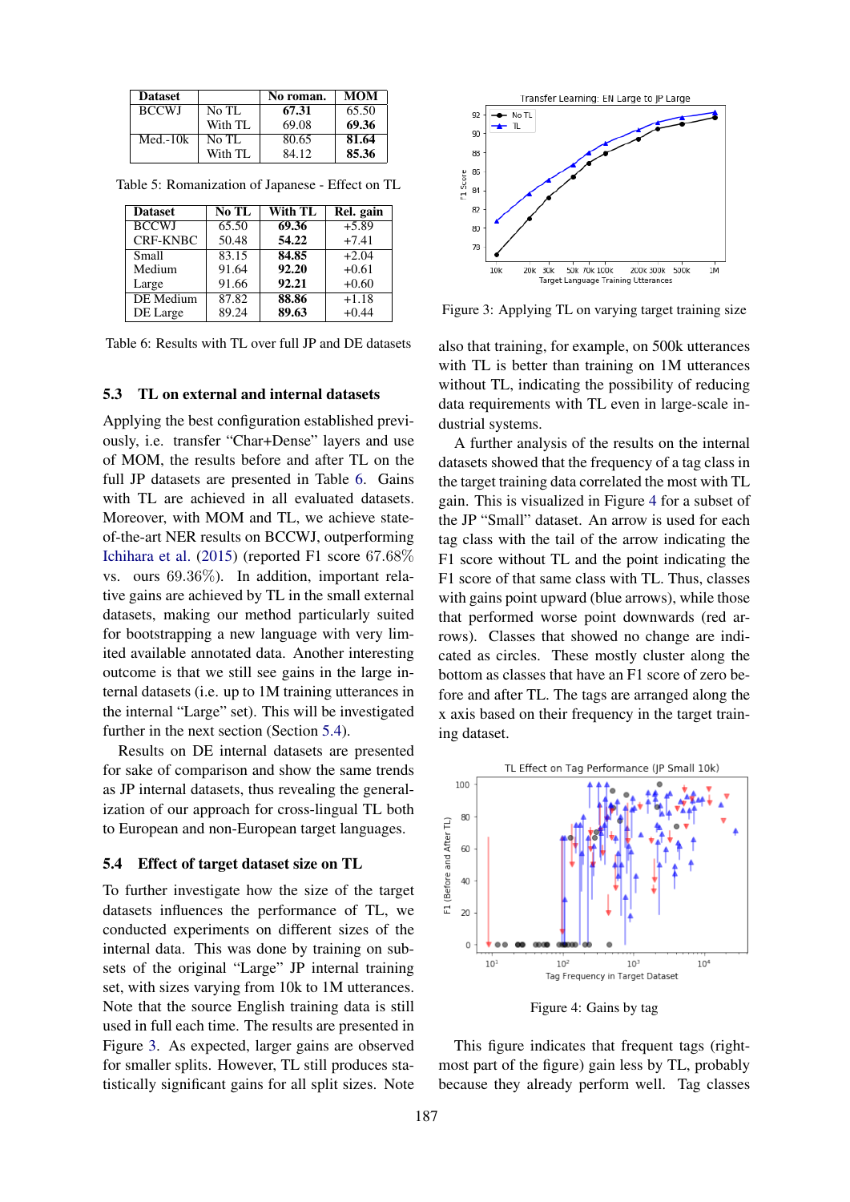| Dataset | | No roman. | MOM |
|---|---|---|---|
| BCCWJ | No TL | **67.31** | 65.50 |
| | With TL | 69.08 | **69.36** |
| Med.-10k | No TL | 80.65 | **81.64** |
| | With TL | 84.12 | **85.36** |

Table 5: Romanization of Japanese - Effect on TL

| Dataset | No TL | With TL | Rel. gain |
|---|---|---|---|
| BCCWJ | 65.50 | **69.36** | +5.89 |
| CRF-KNBC | 50.48 | **54.22** | +7.41 |
| Small | 83.15 | **84.85** | +2.04 |
| Medium | 91.64 | **92.20** | +0.61 |
| Large | 91.66 | **92.21** | +0.60 |
| DE Medium | 87.82 | **88.86** | +1.18 |
| DE Large | 89.24 | **89.63** | +0.44 |

Table 6: Results with TL over full JP and DE datasets

### 5.3 TL on external and internal datasets

Applying the best configuration established previously, i.e. transfer "Char+Dense" layers and use of MOM, the results before and after TL on the full JP datasets are presented in Table 6. Gains with TL are achieved in all evaluated datasets. Moreover, with MOM and TL, we achieve state-of-the-art NER results on BCCWJ, outperforming Ichihara et al. (2015) (reported F1 score 67.68% vs. ours 69.36%). In addition, important relative gains are achieved by TL in the small external datasets, making our method particularly suited for bootstrapping a new language with very limited available annotated data. Another interesting outcome is that we still see gains in the large internal datasets (i.e. up to 1M training utterances in the internal "Large" set). This will be investigated further in the next section (Section 5.4).

Results on DE internal datasets are presented for sake of comparison and show the same trends as JP internal datasets, thus revealing the generalization of our approach for cross-lingual TL both to European and non-European target languages.

### 5.4 Effect of target dataset size on TL

To further investigate how the size of the target datasets influences the performance of TL, we conducted experiments on different sizes of the internal data. This was done by training on subsets of the original "Large" JP internal training set, with sizes varying from 10k to 1M utterances. Note that the source English training data is still used in full each time. The results are presented in Figure 3. As expected, larger gains are observed for smaller splits. However, TL still produces statistically significant gains for all split sizes. Note

Figure 3: Applying TL on varying target training size

also that training, for example, on 500k utterances with TL is better than training on 1M utterances without TL, indicating the possibility of reducing data requirements with TL even in large-scale industrial systems.

A further analysis of the results on the internal datasets showed that the frequency of a tag class in the target training data correlated the most with TL gain. This is visualized in Figure 4 for a subset of the JP "Small" dataset. An arrow is used for each tag class with the tail of the arrow indicating the F1 score without TL and the point indicating the F1 score of that same class with TL. Thus, classes with gains point upward (blue arrows), while those that performed worse point downwards (red arrows). Classes that showed no change are indicated as circles. These mostly cluster along the bottom as classes that have an F1 score of zero before and after TL. The tags are arranged along the x axis based on their frequency in the target training dataset.

Figure 4: Gains by tag

This figure indicates that frequent tags (rightmost part of the figure) gain less by TL, probably because they already perform well. Tag classes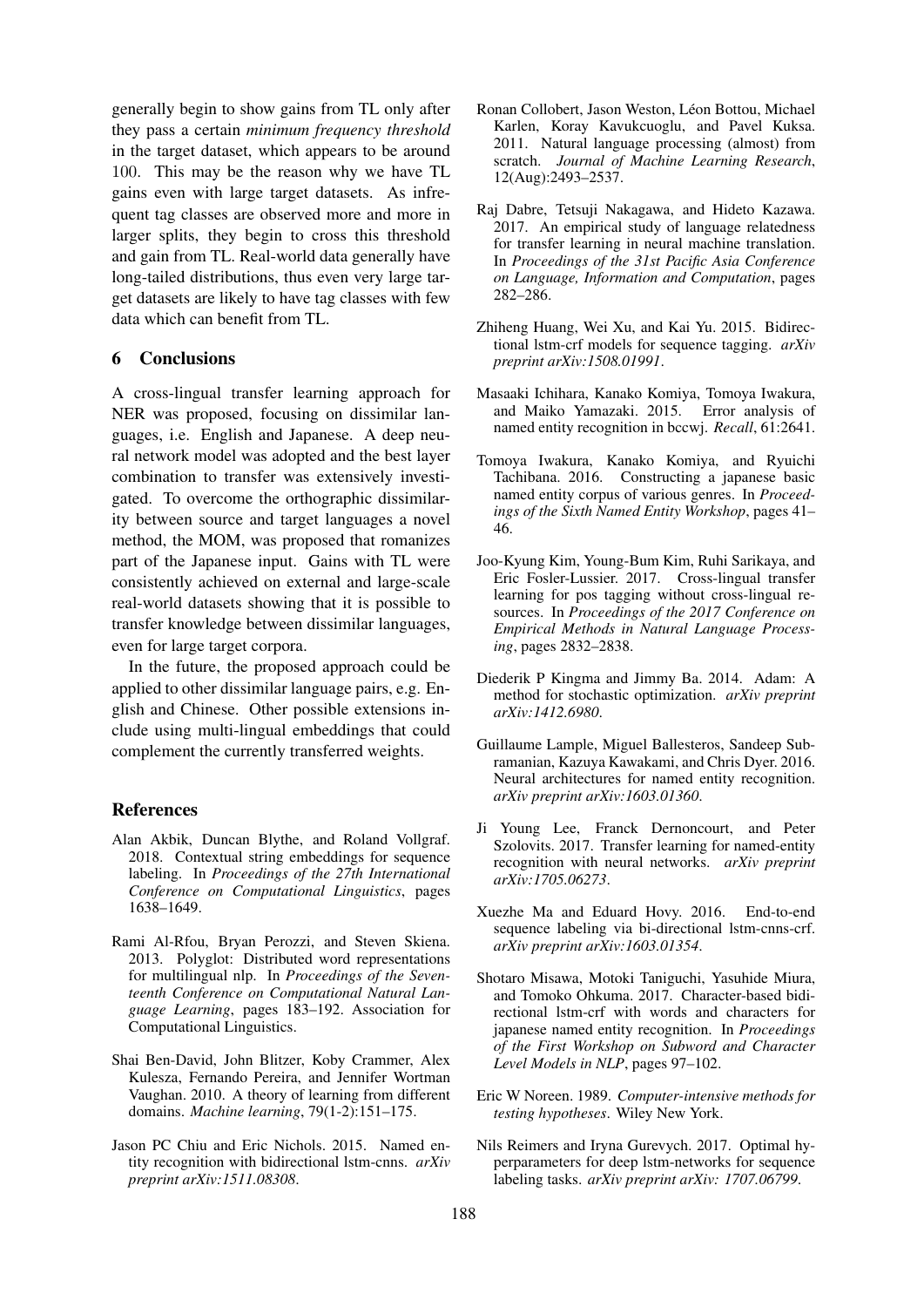generally begin to show gains from TL only after they pass a certain *minimum frequency threshold* in the target dataset, which appears to be around 100. This may be the reason why we have TL gains even with large target datasets. As infrequent tag classes are observed more and more in larger splits, they begin to cross this threshold and gain from TL. Real-world data generally have long-tailed distributions, thus even very large target datasets are likely to have tag classes with few data which can benefit from TL.

## 6 Conclusions

A cross-lingual transfer learning approach for NER was proposed, focusing on dissimilar languages, i.e. English and Japanese. A deep neural network model was adopted and the best layer combination to transfer was extensively investigated. To overcome the orthographic dissimilarity between source and target languages a novel method, the MOM, was proposed that romanizes part of the Japanese input. Gains with TL were consistently achieved on external and large-scale real-world datasets showing that it is possible to transfer knowledge between dissimilar languages, even for large target corpora.

In the future, the proposed approach could be applied to other dissimilar language pairs, e.g. English and Chinese. Other possible extensions include using multi-lingual embeddings that could complement the currently transferred weights.

## References

Alan Akbik, Duncan Blythe, and Roland Vollgraf. 2018. Contextual string embeddings for sequence labeling. In *Proceedings of the 27th International Conference on Computational Linguistics*, pages 1638–1649.

Rami Al-Rfou, Bryan Perozzi, and Steven Skiena. 2013. Polyglot: Distributed word representations for multilingual nlp. In *Proceedings of the Seventeenth Conference on Computational Natural Language Learning*, pages 183–192. Association for Computational Linguistics.

Shai Ben-David, John Blitzer, Koby Crammer, Alex Kulesza, Fernando Pereira, and Jennifer Wortman Vaughan. 2010. A theory of learning from different domains. *Machine learning*, 79(1-2):151–175.

Jason PC Chiu and Eric Nichols. 2015. Named entity recognition with bidirectional lstm-cnns. *arXiv preprint arXiv:1511.08308*.

Ronan Collobert, Jason Weston, Léon Bottou, Michael Karlen, Koray Kavukcuoglu, and Pavel Kuksa. 2011. Natural language processing (almost) from scratch. *Journal of Machine Learning Research*, 12(Aug):2493–2537.

Raj Dabre, Tetsuji Nakagawa, and Hideto Kazawa. 2017. An empirical study of language relatedness for transfer learning in neural machine translation. In *Proceedings of the 31st Pacific Asia Conference on Language, Information and Computation*, pages 282–286.

Zhiheng Huang, Wei Xu, and Kai Yu. 2015. Bidirectional lstm-crf models for sequence tagging. *arXiv preprint arXiv:1508.01991*.

Masaaki Ichihara, Kanako Komiya, Tomoya Iwakura, and Maiko Yamazaki. 2015. Error analysis of named entity recognition in bccwj. *Recall*, 61:2641.

Tomoya Iwakura, Kanako Komiya, and Ryuichi Tachibana. 2016. Constructing a japanese basic named entity corpus of various genres. In *Proceedings of the Sixth Named Entity Workshop*, pages 41–46.

Joo-Kyung Kim, Young-Bum Kim, Ruhi Sarikaya, and Eric Fosler-Lussier. 2017. Cross-lingual transfer learning for pos tagging without cross-lingual resources. In *Proceedings of the 2017 Conference on Empirical Methods in Natural Language Processing*, pages 2832–2838.

Diederik P Kingma and Jimmy Ba. 2014. Adam: A method for stochastic optimization. *arXiv preprint arXiv:1412.6980*.

Guillaume Lample, Miguel Ballesteros, Sandeep Subramanian, Kazuya Kawakami, and Chris Dyer. 2016. Neural architectures for named entity recognition. *arXiv preprint arXiv:1603.01360*.

Ji Young Lee, Franck Dernoncourt, and Peter Szolovits. 2017. Transfer learning for named-entity recognition with neural networks. *arXiv preprint arXiv:1705.06273*.

Xuezhe Ma and Eduard Hovy. 2016. End-to-end sequence labeling via bi-directional lstm-cnns-crf. *arXiv preprint arXiv:1603.01354*.

Shotaro Misawa, Motoki Taniguchi, Yasuhide Miura, and Tomoko Ohkuma. 2017. Character-based bidirectional lstm-crf with words and characters for japanese named entity recognition. In *Proceedings of the First Workshop on Subword and Character Level Models in NLP*, pages 97–102.

Eric W Noreen. 1989. *Computer-intensive methods for testing hypotheses*. Wiley New York.

Nils Reimers and Iryna Gurevych. 2017. Optimal hyperparameters for deep lstm-networks for sequence labeling tasks. *arXiv preprint arXiv: 1707.06799*.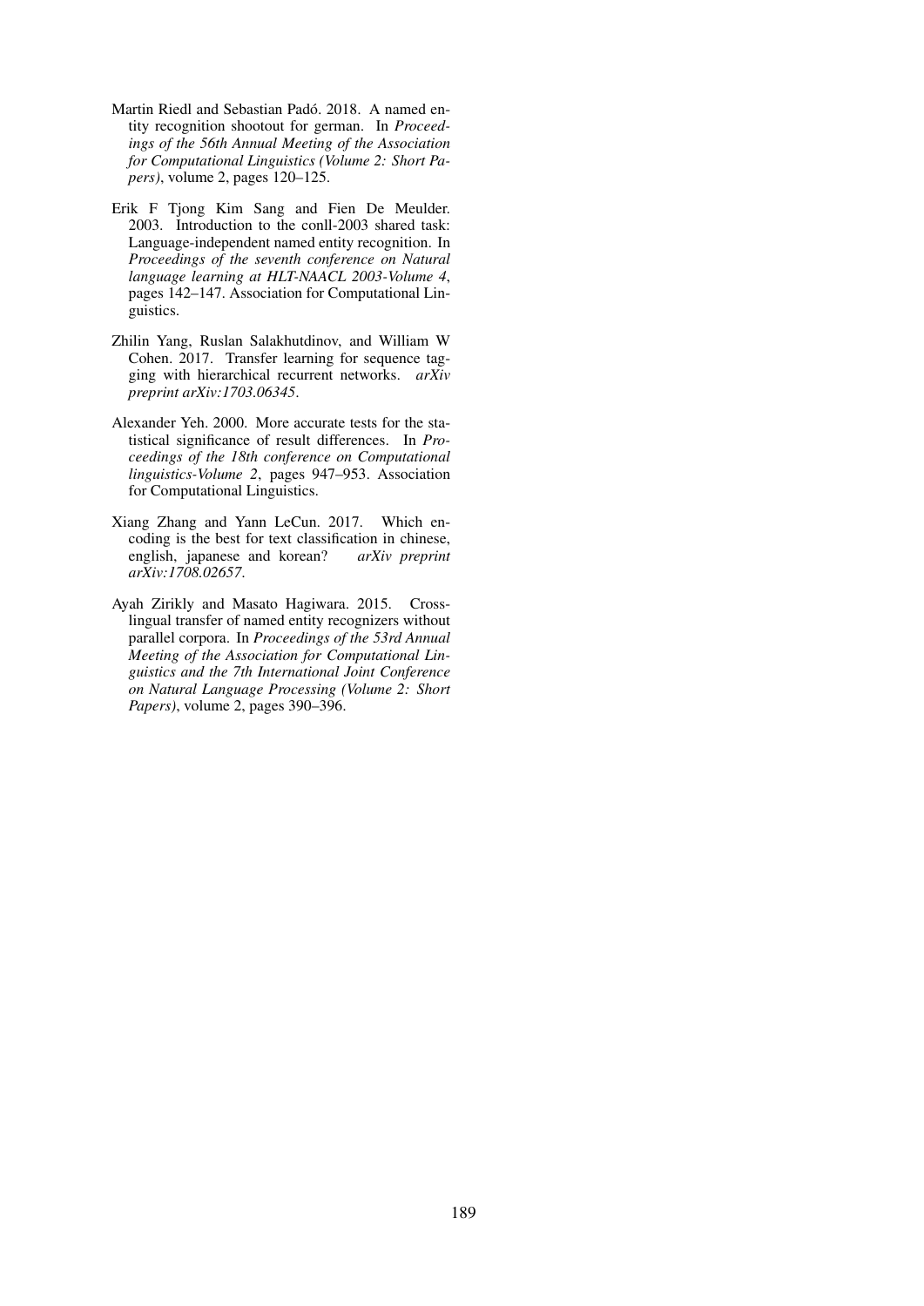Martin Riedl and Sebastian Padó. 2018. A named entity recognition shootout for german. In *Proceedings of the 56th Annual Meeting of the Association for Computational Linguistics (Volume 2: Short Papers)*, volume 2, pages 120–125.

Erik F Tjong Kim Sang and Fien De Meulder. 2003. Introduction to the conll-2003 shared task: Language-independent named entity recognition. In *Proceedings of the seventh conference on Natural language learning at HLT-NAACL 2003-Volume 4*, pages 142–147. Association for Computational Linguistics.

Zhilin Yang, Ruslan Salakhutdinov, and William W Cohen. 2017. Transfer learning for sequence tagging with hierarchical recurrent networks. *arXiv preprint arXiv:1703.06345*.

Alexander Yeh. 2000. More accurate tests for the statistical significance of result differences. In *Proceedings of the 18th conference on Computational linguistics-Volume 2*, pages 947–953. Association for Computational Linguistics.

Xiang Zhang and Yann LeCun. 2017. Which encoding is the best for text classification in chinese, english, japanese and korean? *arXiv preprint arXiv:1708.02657*.

Ayah Zirikly and Masato Hagiwara. 2015. Cross-lingual transfer of named entity recognizers without parallel corpora. In *Proceedings of the 53rd Annual Meeting of the Association for Computational Linguistics and the 7th International Joint Conference on Natural Language Processing (Volume 2: Short Papers)*, volume 2, pages 390–396.